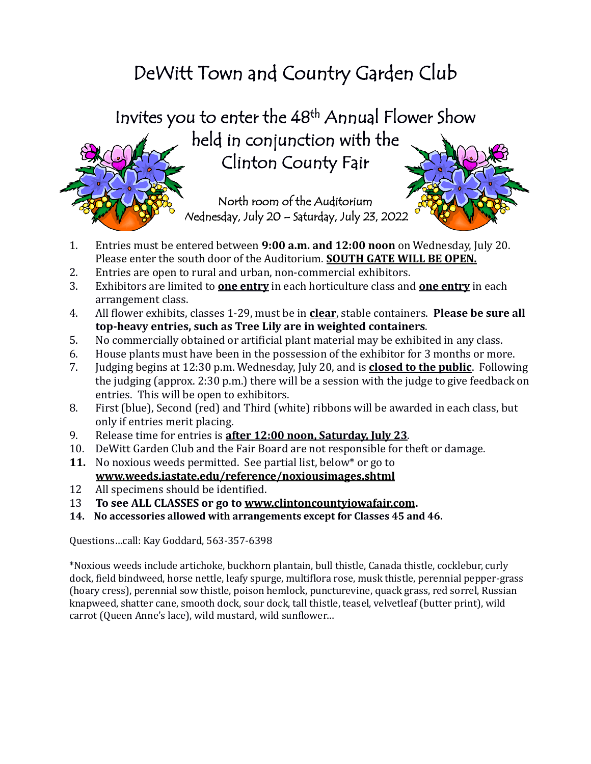# DeWitt Town and Country Garden Club

## Invites you to enter the 48th Annual Flower Show held in conjunction with the Clinton County Fair

North room of the Auditorium
Wednesday, July 20 – Saturday, July 23, 2022

1. Entries must be entered between **9:00 a.m. and 12:00 noon** on Wednesday, July 20. Please enter the south door of the Auditorium. **SOUTH GATE WILL BE OPEN.**
2. Entries are open to rural and urban, non-commercial exhibitors.
3. Exhibitors are limited to **one entry** in each horticulture class and **one entry** in each arrangement class.
4. All flower exhibits, classes 1-29, must be in **clear**, stable containers. **Please be sure all top-heavy entries, such as Tree Lily are in weighted containers**.
5. No commercially obtained or artificial plant material may be exhibited in any class.
6. House plants must have been in the possession of the exhibitor for 3 months or more.
7. Judging begins at 12:30 p.m. Wednesday, July 20, and is **closed to the public**. Following the judging (approx. 2:30 p.m.) there will be a session with the judge to give feedback on entries. This will be open to exhibitors.
8. First (blue), Second (red) and Third (white) ribbons will be awarded in each class, but only if entries merit placing.
9. Release time for entries is **after 12:00 noon, Saturday, July 23**.
10. DeWitt Garden Club and the Fair Board are not responsible for theft or damage.
11. No noxious weeds permitted. See partial list, below* or go to **www.weeds.iastate.edu/reference/noxiousimages.shtml**
12. All specimens should be identified.
13. **To see ALL CLASSES or go to www.clintoncountyiowafair.com.**
14. **No accessories allowed with arrangements except for Classes 45 and 46.**

Questions…call: Kay Goddard, 563-357-6398

*Noxious weeds include artichoke, buckhorn plantain, bull thistle, Canada thistle, cocklebur, curly dock, field bindweed, horse nettle, leafy spurge, multiflora rose, musk thistle, perennial pepper-grass (hoary cress), perennial sow thistle, poison hemlock, puncturevine, quack grass, red sorrel, Russian knapweed, shatter cane, smooth dock, sour dock, tall thistle, teasel, velvetleaf (butter print), wild carrot (Queen Anne's lace), wild mustard, wild sunflower…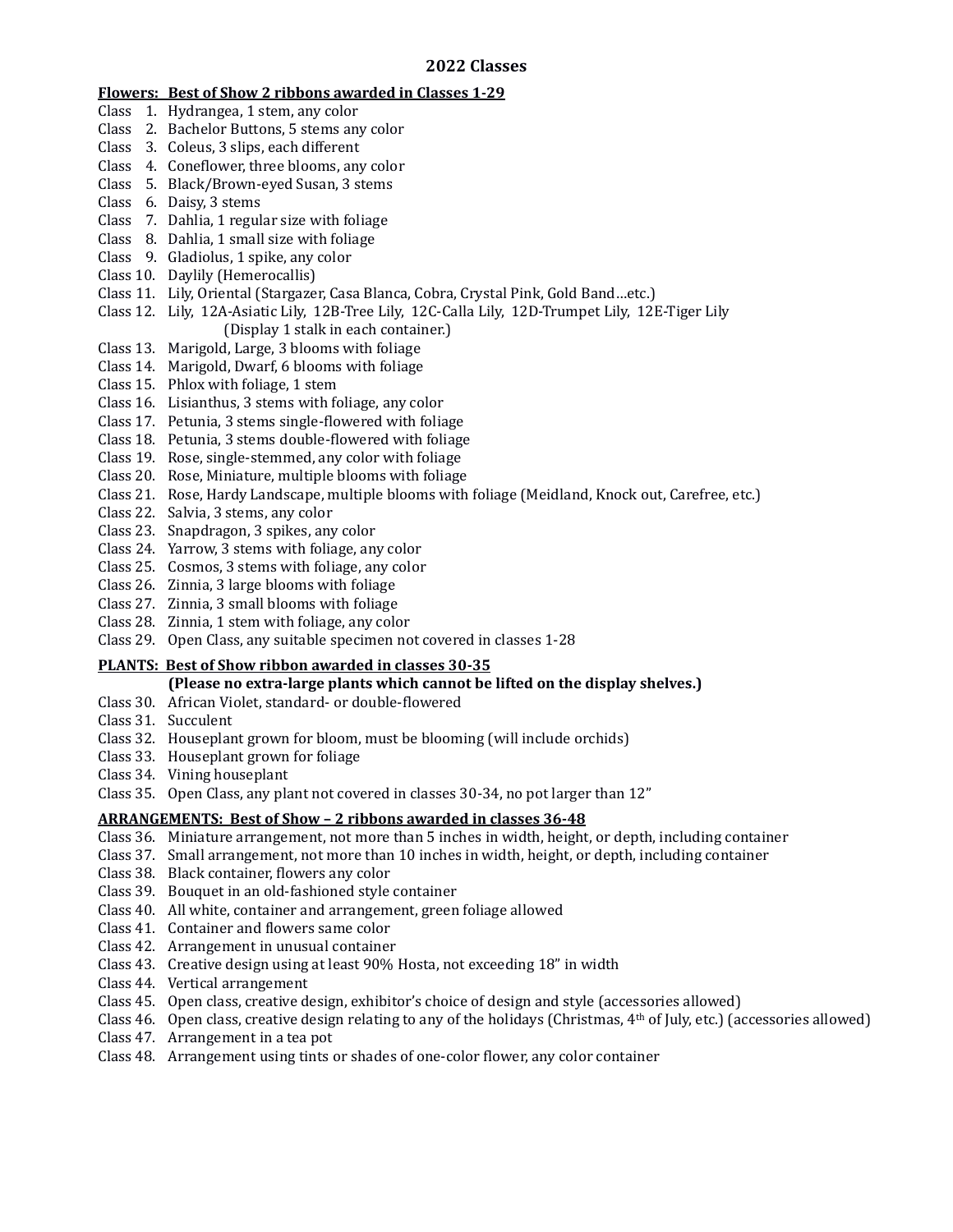# 2022 Classes

**Flowers: Best of Show 2 ribbons awarded in Classes 1-29**

Class 1. Hydrangea, 1 stem, any color
Class 2. Bachelor Buttons, 5 stems any color
Class 3. Coleus, 3 slips, each different
Class 4. Coneflower, three blooms, any color
Class 5. Black/Brown-eyed Susan, 3 stems
Class 6. Daisy, 3 stems
Class 7. Dahlia, 1 regular size with foliage
Class 8. Dahlia, 1 small size with foliage
Class 9. Gladiolus, 1 spike, any color
Class 10. Daylily (Hemerocallis)
Class 11. Lily, Oriental (Stargazer, Casa Blanca, Cobra, Crystal Pink, Gold Band…etc.)
Class 12. Lily, 12A-Asiatic Lily, 12B-Tree Lily, 12C-Calla Lily, 12D-Trumpet Lily, 12E-Tiger Lily
(Display 1 stalk in each container.)
Class 13. Marigold, Large, 3 blooms with foliage
Class 14. Marigold, Dwarf, 6 blooms with foliage
Class 15. Phlox with foliage, 1 stem
Class 16. Lisianthus, 3 stems with foliage, any color
Class 17. Petunia, 3 stems single-flowered with foliage
Class 18. Petunia, 3 stems double-flowered with foliage
Class 19. Rose, single-stemmed, any color with foliage
Class 20. Rose, Miniature, multiple blooms with foliage
Class 21. Rose, Hardy Landscape, multiple blooms with foliage (Meidland, Knock out, Carefree, etc.)
Class 22. Salvia, 3 stems, any color
Class 23. Snapdragon, 3 spikes, any color
Class 24. Yarrow, 3 stems with foliage, any color
Class 25. Cosmos, 3 stems with foliage, any color
Class 26. Zinnia, 3 large blooms with foliage
Class 27. Zinnia, 3 small blooms with foliage
Class 28. Zinnia, 1 stem with foliage, any color
Class 29. Open Class, any suitable specimen not covered in classes 1-28

**PLANTS: Best of Show ribbon awarded in classes 30-35**
**(Please no extra-large plants which cannot be lifted on the display shelves.)**

Class 30. African Violet, standard- or double-flowered
Class 31. Succulent
Class 32. Houseplant grown for bloom, must be blooming (will include orchids)
Class 33. Houseplant grown for foliage
Class 34. Vining houseplant
Class 35. Open Class, any plant not covered in classes 30-34, no pot larger than 12"

**ARRANGEMENTS: Best of Show – 2 ribbons awarded in classes 36-48**

Class 36. Miniature arrangement, not more than 5 inches in width, height, or depth, including container
Class 37. Small arrangement, not more than 10 inches in width, height, or depth, including container
Class 38. Black container, flowers any color
Class 39. Bouquet in an old-fashioned style container
Class 40. All white, container and arrangement, green foliage allowed
Class 41. Container and flowers same color
Class 42. Arrangement in unusual container
Class 43. Creative design using at least 90% Hosta, not exceeding 18" in width
Class 44. Vertical arrangement
Class 45. Open class, creative design, exhibitor's choice of design and style (accessories allowed)
Class 46. Open class, creative design relating to any of the holidays (Christmas, 4th of July, etc.) (accessories allowed)
Class 47. Arrangement in a tea pot
Class 48. Arrangement using tints or shades of one-color flower, any color container